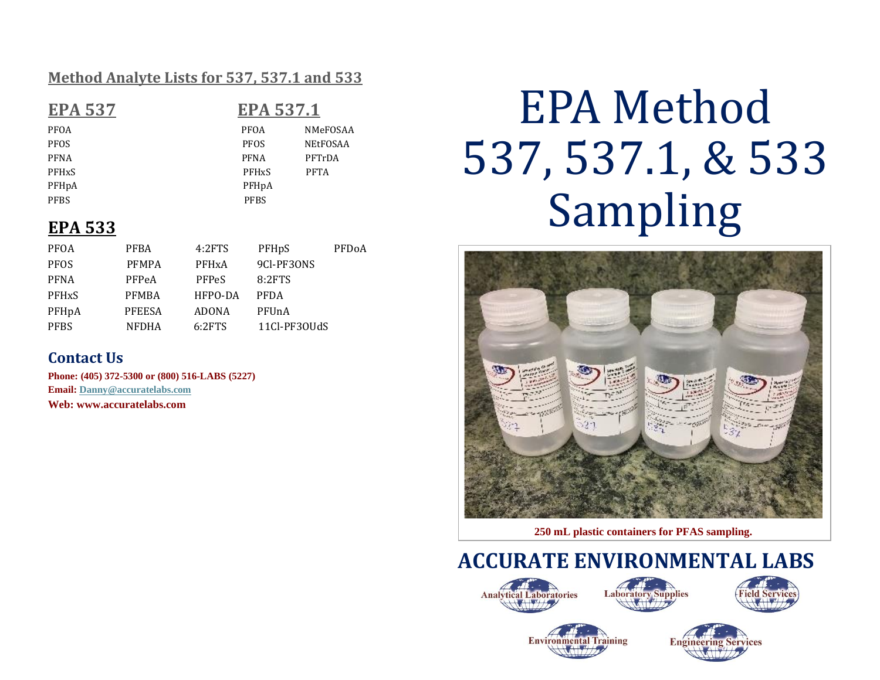## Method Analyte Lists for 537, 537.1 and 533

### EPA 537

PFOA
PFOS
PFNA
PFHxS
PFHpA
PFBS

### EPA 537.1

| | |
|---|---|
| PFOA | NMeFOSAA |
| PFOS | NEtFOSAA |
| PFNA | PFTrDA |
| PFHxS | PFTA |
| PFHpA | |
| PFBS | |

### EPA 533

| | | | | |
|---|---|---|---|---|
| PFOA | PFBA | 4:2FTS | PFHpS | PFDoA |
| PFOS | PFMPA | PFHxA | 9Cl-PF3ONS | |
| PFNA | PFPeA | PFPeS | 8:2FTS | |
| PFHxS | PFMBA | HFPO-DA | PFDA | |
| PFHpA | PFEESA | ADONA | PFUnA | |
| PFBS | NFDHA | 6:2FTS | 11Cl-PF3OUdS | |

### Contact Us

**Phone: (405) 372-5300 or (800) 516-LABS (5227)**
**Email: Danny@accuratelabs.com**
**Web: www.accuratelabs.com**

# EPA Method 537, 537.1, & 533 Sampling

**250 mL plastic containers for PFAS sampling.**

## ACCURATE ENVIRONMENTAL LABS

Analytical Laboratories
Laboratory Supplies
Field Services
Environmental Training
Engineering Services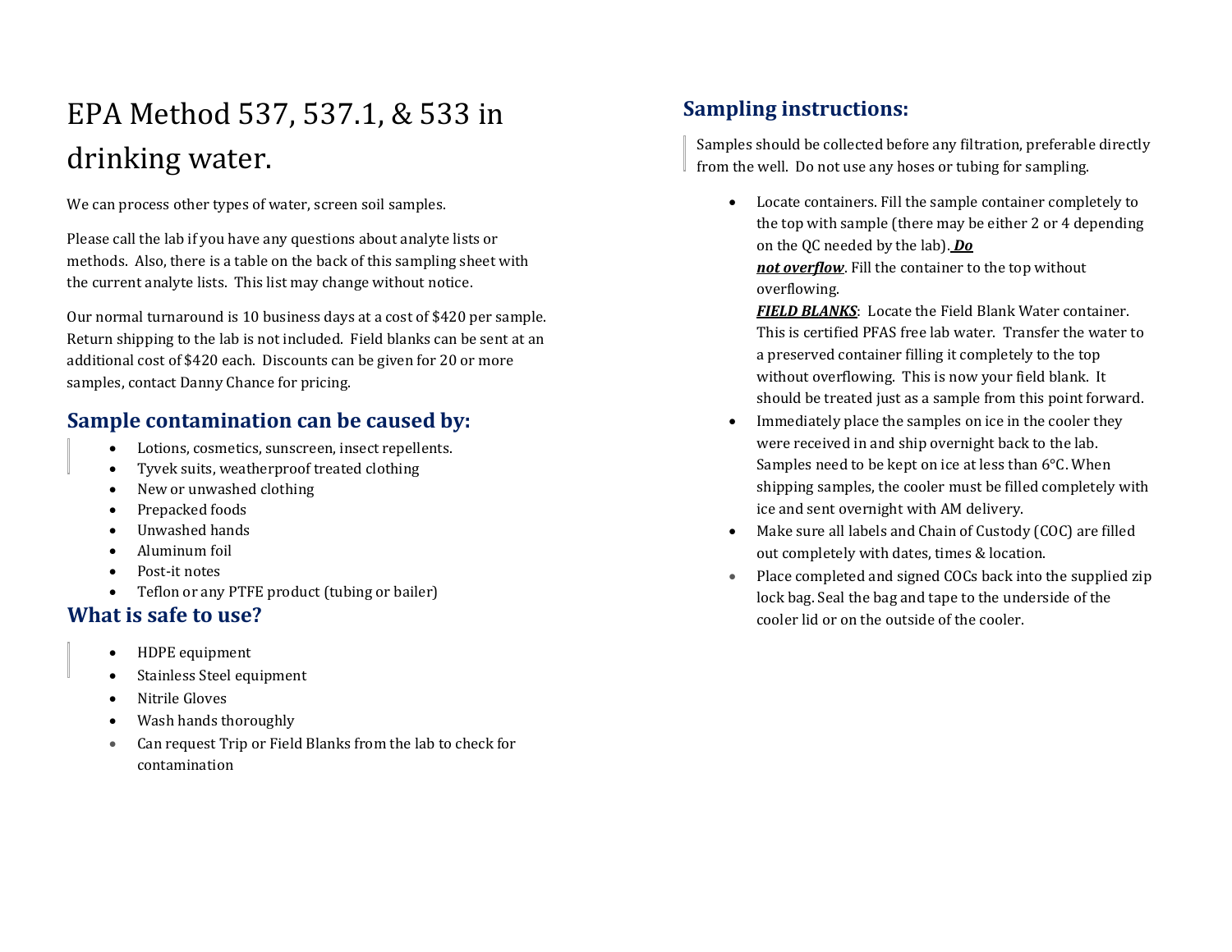# EPA Method 537, 537.1, & 533 in drinking water.

We can process other types of water, screen soil samples.

Please call the lab if you have any questions about analyte lists or methods. Also, there is a table on the back of this sampling sheet with the current analyte lists. This list may change without notice.

Our normal turnaround is 10 business days at a cost of $420 per sample. Return shipping to the lab is not included. Field blanks can be sent at an additional cost of $420 each. Discounts can be given for 20 or more samples, contact Danny Chance for pricing.

## Sample contamination can be caused by:

- Lotions, cosmetics, sunscreen, insect repellents.
- Tyvek suits, weatherproof treated clothing
- New or unwashed clothing
- Prepacked foods
- Unwashed hands
- Aluminum foil
- Post-it notes
- Teflon or any PTFE product (tubing or bailer)

## What is safe to use?

- HDPE equipment
- Stainless Steel equipment
- Nitrile Gloves
- Wash hands thoroughly
- Can request Trip or Field Blanks from the lab to check for contamination

## Sampling instructions:

Samples should be collected before any filtration, preferable directly from the well. Do not use any hoses or tubing for sampling.

- Locate containers. Fill the sample container completely to the top with sample (there may be either 2 or 4 depending on the QC needed by the lab). ***Do not overflow***. Fill the container to the top without overflowing.
  ***FIELD BLANKS***: Locate the Field Blank Water container. This is certified PFAS free lab water. Transfer the water to a preserved container filling it completely to the top without overflowing. This is now your field blank. It should be treated just as a sample from this point forward.
- Immediately place the samples on ice in the cooler they were received in and ship overnight back to the lab. Samples need to be kept on ice at less than 6°C. When shipping samples, the cooler must be filled completely with ice and sent overnight with AM delivery.
- Make sure all labels and Chain of Custody (COC) are filled out completely with dates, times & location.
- Place completed and signed COCs back into the supplied zip lock bag. Seal the bag and tape to the underside of the cooler lid or on the outside of the cooler.